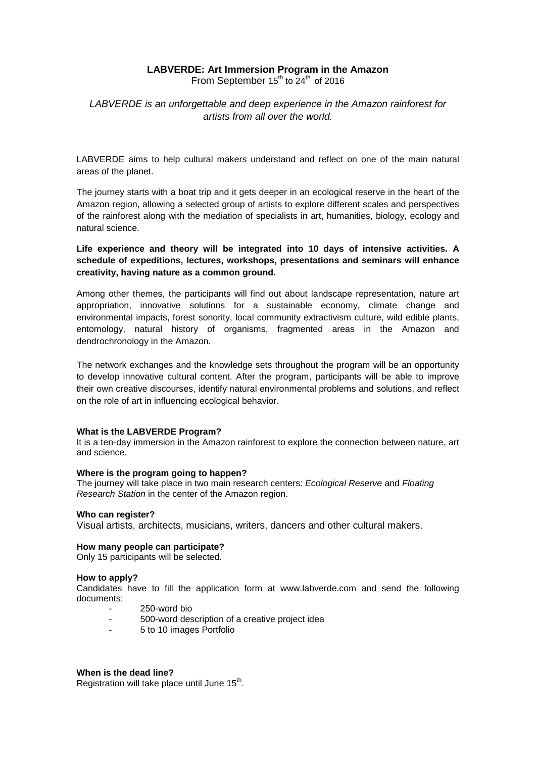# LABVERDE: Art Immersion Program in the Amazon

From September 15th to 24th of 2016

*LABVERDE is an unforgettable and deep experience in the Amazon rainforest for artists from all over the world.*

LABVERDE aims to help cultural makers understand and reflect on one of the main natural areas of the planet.

The journey starts with a boat trip and it gets deeper in an ecological reserve in the heart of the Amazon region, allowing a selected group of artists to explore different scales and perspectives of the rainforest along with the mediation of specialists in art, humanities, biology, ecology and natural science.

**Life experience and theory will be integrated into 10 days of intensive activities. A schedule of expeditions, lectures, workshops, presentations and seminars will enhance creativity, having nature as a common ground.**

Among other themes, the participants will find out about landscape representation, nature art appropriation, innovative solutions for a sustainable economy, climate change and environmental impacts, forest sonority, local community extractivism culture, wild edible plants, entomology, natural history of organisms, fragmented areas in the Amazon and dendrochronology in the Amazon.

The network exchanges and the knowledge sets throughout the program will be an opportunity to develop innovative cultural content. After the program, participants will be able to improve their own creative discourses, identify natural environmental problems and solutions, and reflect on the role of art in influencing ecological behavior.

**What is the LABVERDE Program?**
It is a ten-day immersion in the Amazon rainforest to explore the connection between nature, art and science.

**Where is the program going to happen?**
The journey will take place in two main research centers: *Ecological Reserve* and *Floating Research Station* in the center of the Amazon region.

**Who can register?**
Visual artists, architects, musicians, writers, dancers and other cultural makers.

**How many people can participate?**
Only 15 participants will be selected.

**How to apply?**
Candidates have to fill the application form at www.labverde.com and send the following documents:

- 250-word bio
- 500-word description of a creative project idea
- 5 to 10 images Portfolio

**When is the dead line?**
Registration will take place until June 15th.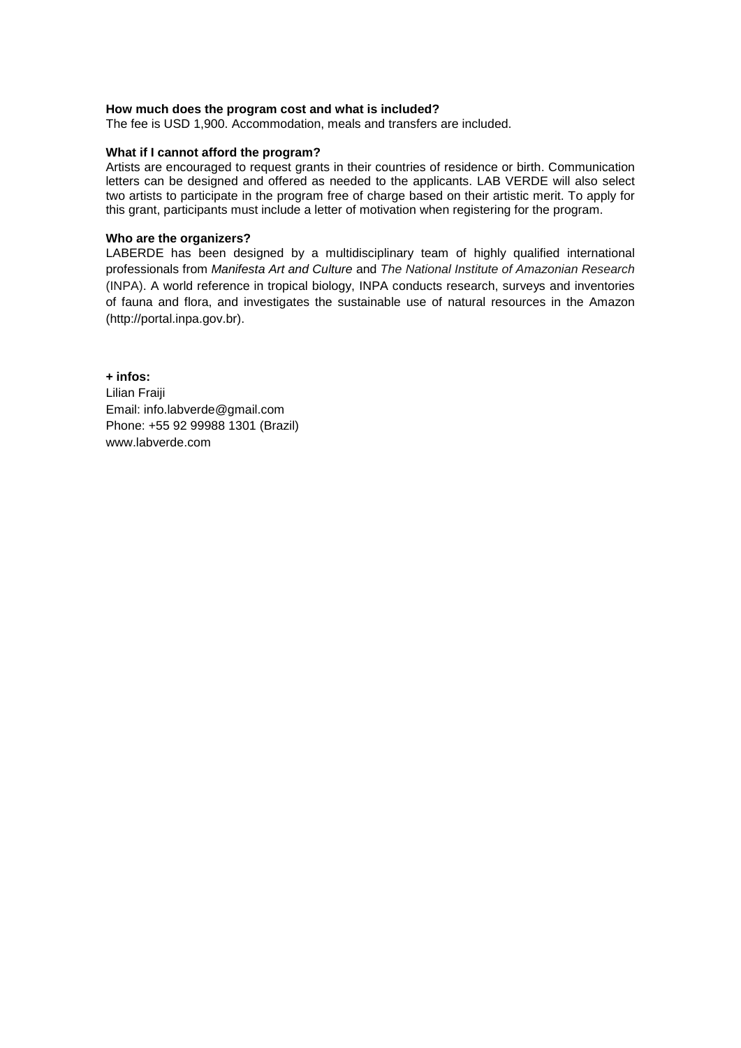**How much does the program cost and what is included?**
The fee is USD 1,900. Accommodation, meals and transfers are included.

**What if I cannot afford the program?**
Artists are encouraged to request grants in their countries of residence or birth. Communication letters can be designed and offered as needed to the applicants. LAB VERDE will also select two artists to participate in the program free of charge based on their artistic merit. To apply for this grant, participants must include a letter of motivation when registering for the program.

**Who are the organizers?**
LABERDE has been designed by a multidisciplinary team of highly qualified international professionals from *Manifesta Art and Culture* and *The National Institute of Amazonian Research* (INPA). A world reference in tropical biology, INPA conducts research, surveys and inventories of fauna and flora, and investigates the sustainable use of natural resources in the Amazon (http://portal.inpa.gov.br).

**+ infos:**
Lilian Fraiji
Email: info.labverde@gmail.com
Phone: +55 92 99988 1301 (Brazil)
www.labverde.com